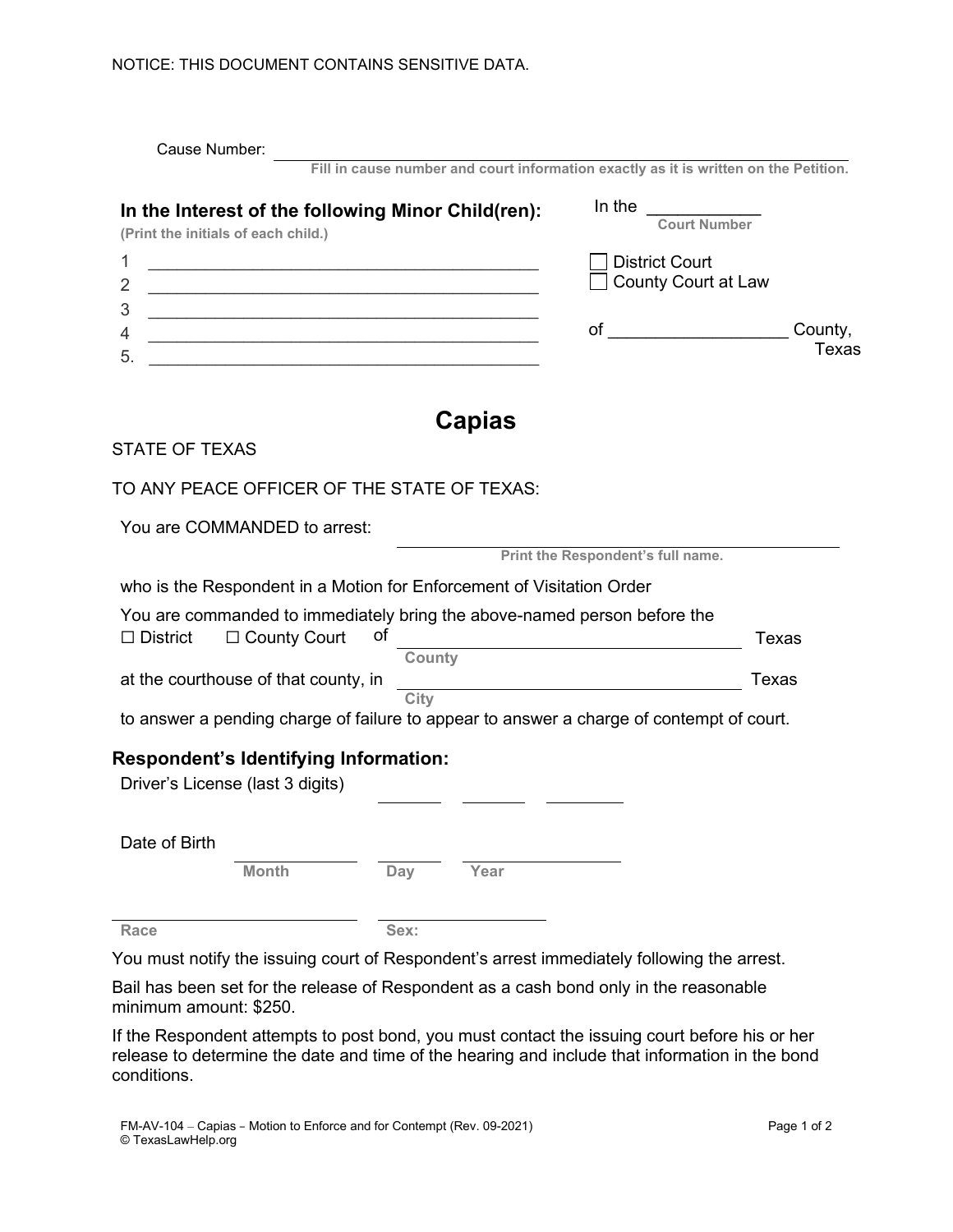NOTICE: THIS DOCUMENT CONTAINS SENSITIVE DATA.

Cause Number: ______________________________________
Fill in cause number and court information exactly as it is written on the Petition.

**In the Interest of the following Minor Child(ren):**
(Print the initials of each child.)

1 ________________________________________
2 ________________________________________
3 ________________________________________
4 ________________________________________
5. ________________________________________

In the ___________
Court Number

☐ District Court
☐ County Court at Law

of __________________ County, Texas

# Capias

STATE OF TEXAS

TO ANY PEACE OFFICER OF THE STATE OF TEXAS:

You are COMMANDED to arrest: ________________________________________
Print the Respondent's full name.

who is the Respondent in a Motion for Enforcement of Visitation Order

You are commanded to immediately bring the above-named person before the
☐ District ☐ County Court of ________________________________ Texas
County

at the courthouse of that county, in ________________________________ Texas
City

to answer a pending charge of failure to appear to answer a charge of contempt of court.

## Respondent's Identifying Information:

Driver's License (last 3 digits) _______ _______ _______

Date of Birth ____________ _______ ____________
Month Day Year

____________________ ____________________
Race Sex:

You must notify the issuing court of Respondent's arrest immediately following the arrest.

Bail has been set for the release of Respondent as a cash bond only in the reasonable minimum amount: $250.

If the Respondent attempts to post bond, you must contact the issuing court before his or her release to determine the date and time of the hearing and include that information in the bond conditions.

FM-AV-104 – Capias – Motion to Enforce and for Contempt (Rev. 09-2021)
© TexasLawHelp.org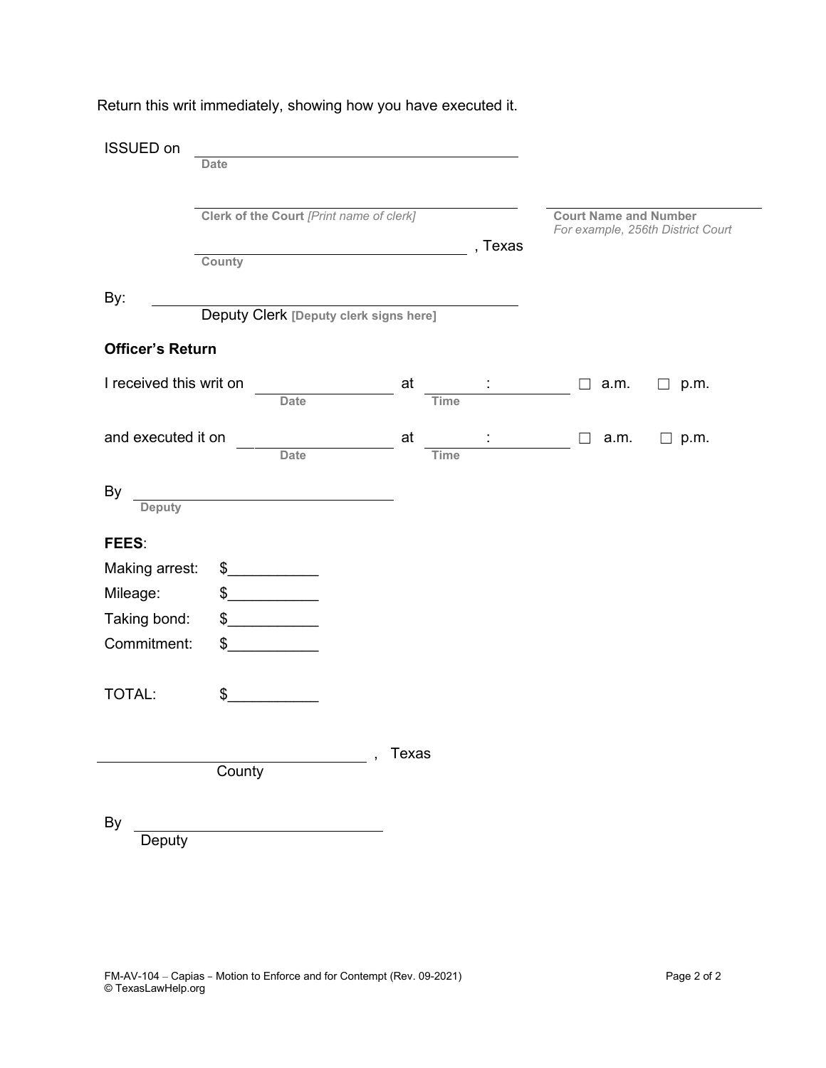Return this writ immediately, showing how you have executed it.

ISSUED on \_\_\_\_\_\_\_\_\_\_\_\_\_\_\_\_\_\_\_\_\_\_\_\_\_\_\_\_\_\_\_\_
Date

\_\_\_\_\_\_\_\_\_\_\_\_\_\_\_\_\_\_\_\_\_\_\_\_\_\_\_\_\_\_\_\_
**Clerk of the Court** *[Print name of clerk]*

\_\_\_\_\_\_\_\_\_\_\_\_\_\_\_\_\_\_\_\_\_\_\_\_\_\_\_\_\_\_\_\_
**Court Name and Number**
*For example, 256th District Court*

\_\_\_\_\_\_\_\_\_\_\_\_\_\_\_\_\_\_\_\_\_\_\_\_\_\_\_\_ , Texas
County

By: \_\_\_\_\_\_\_\_\_\_\_\_\_\_\_\_\_\_\_\_\_\_\_\_\_\_\_\_\_\_\_\_
Deputy Clerk **[Deputy clerk signs here]**

**Officer's Return**

I received this writ on \_\_\_\_\_\_\_\_\_\_\_\_\_\_ at \_\_\_\_\_ : \_\_\_\_\_\_\_ ☐ a.m. ☐ p.m.
Date Time

and executed it on \_\_\_\_\_\_\_\_\_\_\_\_\_\_ at \_\_\_\_\_ : \_\_\_\_\_\_\_ ☐ a.m. ☐ p.m.
Date Time

By \_\_\_\_\_\_\_\_\_\_\_\_\_\_\_\_\_\_\_\_\_\_\_\_\_\_
Deputy

**FEES**:

Making arrest: $\_\_\_\_\_\_\_\_\_\_\_
Mileage: $\_\_\_\_\_\_\_\_\_\_\_
Taking bond: $\_\_\_\_\_\_\_\_\_\_\_
Commitment: $\_\_\_\_\_\_\_\_\_\_\_

TOTAL: $\_\_\_\_\_\_\_\_\_\_\_

\_\_\_\_\_\_\_\_\_\_\_\_\_\_\_\_\_\_\_\_\_\_\_\_\_\_\_\_ , Texas
County

By \_\_\_\_\_\_\_\_\_\_\_\_\_\_\_\_\_\_\_\_\_\_\_\_\_\_
Deputy

FM-AV-104 – Capias – Motion to Enforce and for Contempt (Rev. 09-2021)
© TexasLawHelp.org